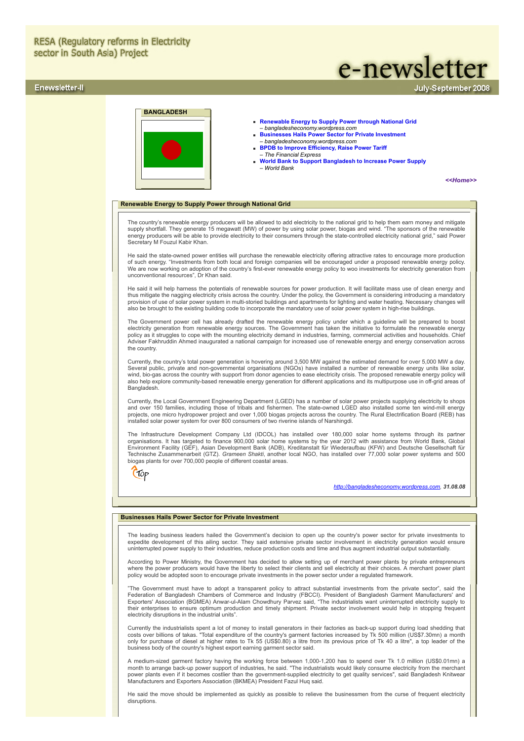RESA (Regulatory reforms in Electricity sector in South Asia) Project

# e-newsletter

Enewsletter-II

July-September 2008

## BANGLADESH

- **Renewable Energy to Supply Power through National Grid**
  – *bangladesheconomy.wordpress.com*
- **Businesses Hails Power Sector for Private Investment**
  – *bangladesheconomy.wordpress.com*
- **BPDB to Improve Efficiency, Raise Power Tariff**
  – *The Financial Express*
- **World Bank to Support Bangladesh to Increase Power Supply**
  – *World Bank*

***<<Home>>***

### Renewable Energy to Supply Power through National Grid

The country's renewable energy producers will be allowed to add electricity to the national grid to help them earn money and mitigate supply shortfall. They generate 15 megawatt (MW) of power by using solar power, biogas and wind. "The sponsors of the renewable energy producers will be able to provide electricity to their consumers through the state-controlled electricity national grid," said Power Secretary M Fouzul Kabir Khan.

He said the state-owned power entities will purchase the renewable electricity offering attractive rates to encourage more production of such energy. "Investments from both local and foreign companies will be encouraged under a proposed renewable energy policy. We are now working on adoption of the country's first-ever renewable energy policy to woo investments for electricity generation from unconventional resources", Dr Khan said.

He said it will help harness the potentials of renewable sources for power production. It will facilitate mass use of clean energy and thus mitigate the nagging electricity crisis across the country. Under the policy, the Government is considering introducing a mandatory provision of use of solar power system in multi-storied buildings and apartments for lighting and water heating. Necessary changes will also be brought to the existing building code to incorporate the mandatory use of solar power system in high-rise buildings.

The Government power cell has already drafted the renewable energy policy under which a guideline will be prepared to boost electricity generation from renewable energy sources. The Government has taken the initiative to formulate the renewable energy policy as it struggles to cope with the mounting electricity demand in industries, farming, commercial activities and households. Chief Adviser Fakhruddin Ahmed inaugurated a national campaign for increased use of renewable energy and energy conservation across the country.

Currently, the country's total power generation is hovering around 3,500 MW against the estimated demand for over 5,000 MW a day. Several public, private and non-governmental organisations (NGOs) have installed a number of renewable energy units like solar, wind, bio-gas across the country with support from donor agencies to ease electricity crisis. The proposed renewable energy policy will also help explore community-based renewable energy generation for different applications and its multipurpose use in off-grid areas of Bangladesh.

Currently, the Local Government Engineering Department (LGED) has a number of solar power projects supplying electricity to shops and over 150 families, including those of tribals and fishermen. The state-owned LGED also installed some ten wind-mill energy projects, one micro hydropower project and over 1,000 biogas projects across the country. The Rural Electrification Board (REB) has installed solar power system for over 800 consumers of two riverine islands of Narshingdi.

The Infrastructure Development Company Ltd (IDCOL) has installed over 180,000 solar home systems through its partner organisations. It has targeted to finance 900,000 solar home systems by the year 2012 with assistance from World Bank, Global Environment Facility (GEF), Asian Development Bank (ADB), Kreditanstalt für Wiederaufbau (KFW) and Deutsche Gesellschaft für Technische Zusammenarbeit (GTZ). *Grameen Shakti*, another local NGO, has installed over 77,000 solar power systems and 500 biogas plants for over 700,000 people of different coastal areas.

Top

*http://bangladesheconomy.wordpress.com*, ***31.08.08***

### Businesses Hails Power Sector for Private Investment

The leading business leaders hailed the Government's decision to open up the country's power sector for private investments to expedite development of this ailing sector. They said extensive private sector involvement in electricity generation would ensure uninterrupted power supply to their industries, reduce production costs and time and thus augment industrial output substantially.

According to Power Ministry, the Government has decided to allow setting up of merchant power plants by private entrepreneurs where the power producers would have the liberty to select their clients and sell electricity at their choices. A merchant power plant policy would be adopted soon to encourage private investments in the power sector under a regulated framework.

"The Government must have to adopt a transparent policy to attract substantial investments from the private sector", said the Federation of Bangladesh Chambers of Commerce and Industry (FBCCI). President of Bangladesh Garment Manufacturers' and Exporters' Association (BGMEA) Anwar-ul-Alam Chowdhury Parvez said, "The industrialists want uninterrupted electricity supply to their enterprises to ensure optimum production and timely shipment. Private sector involvement would help in stopping frequent electricity disruptions in the industrial units".

Currently the industrialists spent a lot of money to install generators in their factories as back-up support during load shedding that costs over billions of takas. "Total expenditure of the country's garment factories increased by Tk 500 million (US$7.30mn) a month only for purchase of diesel at higher rates to Tk 55 (US$0.80) a litre from its previous price of Tk 40 a litre", a top leader of the business body of the country's highest export earning garment sector said.

A medium-sized garment factory having the working force between 1,000-1,200 has to spend over Tk 1.0 million (US$0.01mn) a month to arrange back-up power support of industries, he said. "The industrialists would likely consume electricity from the merchant power plants even if it becomes costlier than the government-supplied electricity to get quality services", said Bangladesh Knitwear Manufacturers and Exporters Association (BKMEA) President Fazul Huq said.

He said the move should be implemented as quickly as possible to relieve the businessmen from the curse of frequent electricity disruptions.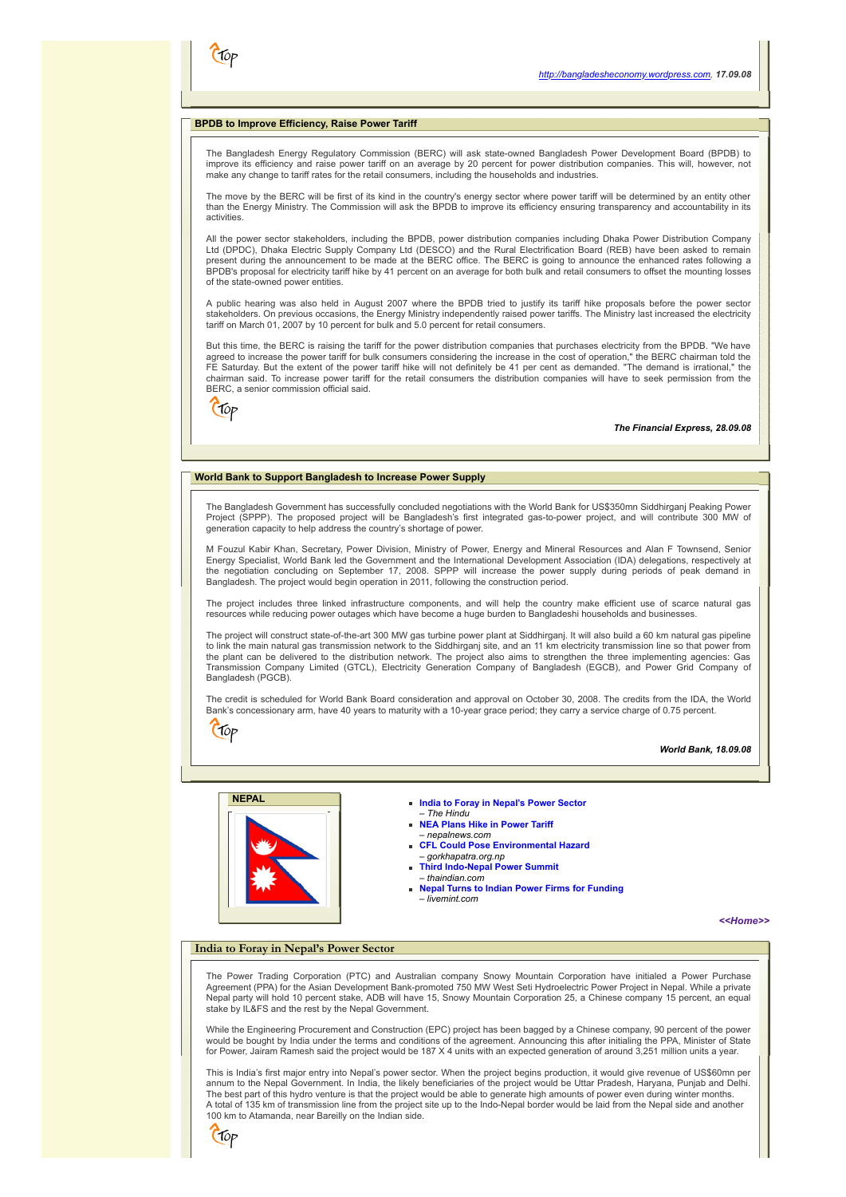*http://bangladesheconomy.wordpress.com, 17.09.08*

## BPDB to Improve Efficiency, Raise Power Tariff

The Bangladesh Energy Regulatory Commission (BERC) will ask state-owned Bangladesh Power Development Board (BPDB) to improve its efficiency and raise power tariff on an average by 20 percent for power distribution companies. This will, however, not make any change to tariff rates for the retail consumers, including the households and industries.

The move by the BERC will be first of its kind in the country's energy sector where power tariff will be determined by an entity other than the Energy Ministry. The Commission will ask the BPDB to improve its efficiency ensuring transparency and accountability in its activities.

All the power sector stakeholders, including the BPDB, power distribution companies including Dhaka Power Distribution Company Ltd (DPDC), Dhaka Electric Supply Company Ltd (DESCO) and the Rural Electrification Board (REB) have been asked to remain present during the announcement to be made at the BERC office. The BERC is going to announce the enhanced rates following a BPDB's proposal for electricity tariff hike by 41 percent on an average for both bulk and retail consumers to offset the mounting losses of the state-owned power entities.

A public hearing was also held in August 2007 where the BPDB tried to justify its tariff hike proposals before the power sector stakeholders. On previous occasions, the Energy Ministry independently raised power tariffs. The Ministry last increased the electricity tariff on March 01, 2007 by 10 percent for bulk and 5.0 percent for retail consumers.

But this time, the BERC is raising the tariff for the power distribution companies that purchases electricity from the BPDB. "We have agreed to increase the power tariff for bulk consumers considering the increase in the cost of operation," the BERC chairman told the FE Saturday. But the extent of the power tariff hike will not definitely be 41 per cent as demanded. "The demand is irrational," the chairman said. To increase power tariff for the retail consumers the distribution companies will have to seek permission from the BERC, a senior commission official said.

***The Financial Express, 28.09.08***

## World Bank to Support Bangladesh to Increase Power Supply

The Bangladesh Government has successfully concluded negotiations with the World Bank for US$350mn Siddhirganj Peaking Power Project (SPPP). The proposed project will be Bangladesh's first integrated gas-to-power project, and will contribute 300 MW of generation capacity to help address the country's shortage of power.

M Fouzul Kabir Khan, Secretary, Power Division, Ministry of Power, Energy and Mineral Resources and Alan F Townsend, Senior Energy Specialist, World Bank led the Government and the International Development Association (IDA) delegations, respectively at the negotiation concluding on September 17, 2008. SPPP will increase the power supply during periods of peak demand in Bangladesh. The project would begin operation in 2011, following the construction period.

The project includes three linked infrastructure components, and will help the country make efficient use of scarce natural gas resources while reducing power outages which have become a huge burden to Bangladeshi households and businesses.

The project will construct state-of-the-art 300 MW gas turbine power plant at Siddhirganj. It will also build a 60 km natural gas pipeline to link the main natural gas transmission network to the Siddhirganj site, and an 11 km electricity transmission line so that power from the plant can be delivered to the distribution network. The project also aims to strengthen the three implementing agencies: Gas Transmission Company Limited (GTCL), Electricity Generation Company of Bangladesh (EGCB), and Power Grid Company of Bangladesh (PGCB).

The credit is scheduled for World Bank Board consideration and approval on October 30, 2008. The credits from the IDA, the World Bank's concessionary arm, have 40 years to maturity with a 10-year grace period; they carry a service charge of 0.75 percent.

***World Bank, 18.09.08***

## NEPAL

- **India to Foray in Nepal's Power Sector** – *The Hindu*
- **NEA Plans Hike in Power Tariff** – *nepalnews.com*
- **CFL Could Pose Environmental Hazard** – *gorkhapatra.org.np*
- **Third Indo-Nepal Power Summit** – *thaindian.com*
- **Nepal Turns to Indian Power Firms for Funding** – *livemint.com*

***<<Home>>***

## India to Foray in Nepal's Power Sector

The Power Trading Corporation (PTC) and Australian company Snowy Mountain Corporation have initialed a Power Purchase Agreement (PPA) for the Asian Development Bank-promoted 750 MW West Seti Hydroelectric Power Project in Nepal. While a private Nepal party will hold 10 percent stake, ADB will have 15, Snowy Mountain Corporation 25, a Chinese company 15 percent, an equal stake by IL&FS and the rest by the Nepal Government.

While the Engineering Procurement and Construction (EPC) project has been bagged by a Chinese company, 90 percent of the power would be bought by India under the terms and conditions of the agreement. Announcing this after initialing the PPA, Minister of State for Power, Jairam Ramesh said the project would be 187 X 4 units with an expected generation of around 3,251 million units a year.

This is India's first major entry into Nepal's power sector. When the project begins production, it would give revenue of US$60mn per annum to the Nepal Government. In India, the likely beneficiaries of the project would be Uttar Pradesh, Haryana, Punjab and Delhi. The best part of this hydro venture is that the project would be able to generate high amounts of power even during winter months. A total of 135 km of transmission line from the project site up to the Indo-Nepal border would be laid from the Nepal side and another 100 km to Atamanda, near Bareilly on the Indian side.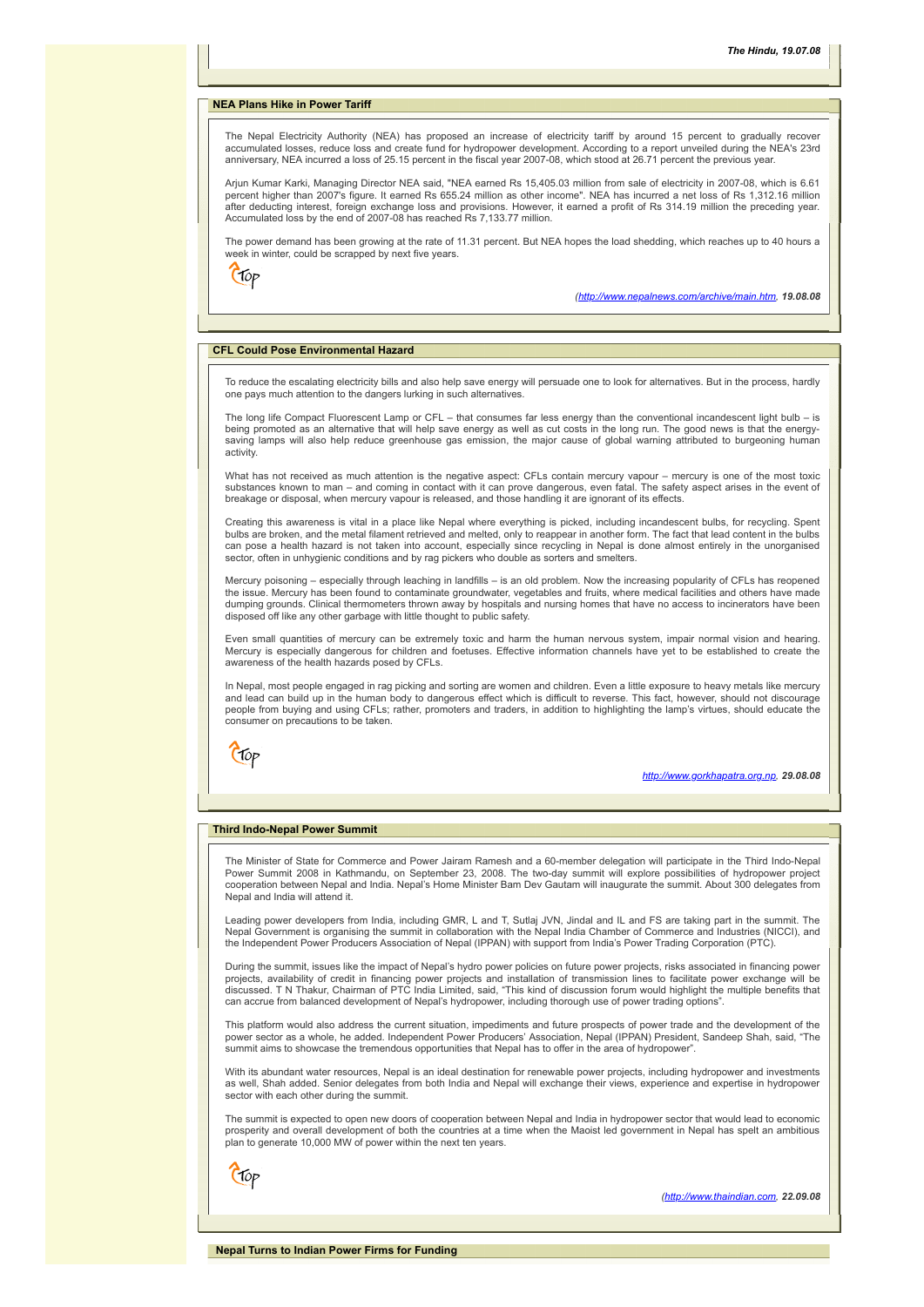*The Hindu, 19.07.08*

## NEA Plans Hike in Power Tariff

The Nepal Electricity Authority (NEA) has proposed an increase of electricity tariff by around 15 percent to gradually recover accumulated losses, reduce loss and create fund for hydropower development. According to a report unveiled during the NEA's 23rd anniversary, NEA incurred a loss of 25.15 percent in the fiscal year 2007-08, which stood at 26.71 percent the previous year.

Arjun Kumar Karki, Managing Director NEA said, "NEA earned Rs 15,405.03 million from sale of electricity in 2007-08, which is 6.61 percent higher than 2007's figure. It earned Rs 655.24 million as other income". NEA has incurred a net loss of Rs 1,312.16 million after deducting interest, foreign exchange loss and provisions. However, it earned a profit of Rs 314.19 million the preceding year. Accumulated loss by the end of 2007-08 has reached Rs 7,133.77 million.

The power demand has been growing at the rate of 11.31 percent. But NEA hopes the load shedding, which reaches up to 40 hours a week in winter, could be scrapped by next five years.

*(http://www.nepalnews.com/archive/main.htm*, ***19.08.08***

## CFL Could Pose Environmental Hazard

To reduce the escalating electricity bills and also help save energy will persuade one to look for alternatives. But in the process, hardly one pays much attention to the dangers lurking in such alternatives.

The long life Compact Fluorescent Lamp or CFL – that consumes far less energy than the conventional incandescent light bulb – is being promoted as an alternative that will help save energy as well as cut costs in the long run. The good news is that the energy-saving lamps will also help reduce greenhouse gas emission, the major cause of global warning attributed to burgeoning human activity.

What has not received as much attention is the negative aspect: CFLs contain mercury vapour – mercury is one of the most toxic substances known to man – and coming in contact with it can prove dangerous, even fatal. The safety aspect arises in the event of breakage or disposal, when mercury vapour is released, and those handling it are ignorant of its effects.

Creating this awareness is vital in a place like Nepal where everything is picked, including incandescent bulbs, for recycling. Spent bulbs are broken, and the metal filament retrieved and melted, only to reappear in another form. The fact that lead content in the bulbs can pose a health hazard is not taken into account, especially since recycling in Nepal is done almost entirely in the unorganised sector, often in unhygienic conditions and by rag pickers who double as sorters and smelters.

Mercury poisoning – especially through leaching in landfills – is an old problem. Now the increasing popularity of CFLs has reopened the issue. Mercury has been found to contaminate groundwater, vegetables and fruits, where medical facilities and others have made dumping grounds. Clinical thermometers thrown away by hospitals and nursing homes that have no access to incinerators have been disposed off like any other garbage with little thought to public safety.

Even small quantities of mercury can be extremely toxic and harm the human nervous system, impair normal vision and hearing. Mercury is especially dangerous for children and foetuses. Effective information channels have yet to be established to create the awareness of the health hazards posed by CFLs.

In Nepal, most people engaged in rag picking and sorting are women and children. Even a little exposure to heavy metals like mercury and lead can build up in the human body to dangerous effect which is difficult to reverse. This fact, however, should not discourage people from buying and using CFLs; rather, promoters and traders, in addition to highlighting the lamp's virtues, should educate the consumer on precautions to be taken.

*http://www.gorkhapatra.org.np*, ***29.08.08***

## Third Indo-Nepal Power Summit

The Minister of State for Commerce and Power Jairam Ramesh and a 60-member delegation will participate in the Third Indo-Nepal Power Summit 2008 in Kathmandu, on September 23, 2008. The two-day summit will explore possibilities of hydropower project cooperation between Nepal and India. Nepal's Home Minister Bam Dev Gautam will inaugurate the summit. About 300 delegates from Nepal and India will attend it.

Leading power developers from India, including GMR, L and T, Sutlaj JVN, Jindal and IL and FS are taking part in the summit. The Nepal Government is organising the summit in collaboration with the Nepal India Chamber of Commerce and Industries (NICCI), and the Independent Power Producers Association of Nepal (IPPAN) with support from India's Power Trading Corporation (PTC).

During the summit, issues like the impact of Nepal's hydro power policies on future power projects, risks associated in financing power projects, availability of credit in financing power projects and installation of transmission lines to facilitate power exchange will be discussed. T N Thakur, Chairman of PTC India Limited, said, "This kind of discussion forum would highlight the multiple benefits that can accrue from balanced development of Nepal's hydropower, including thorough use of power trading options".

This platform would also address the current situation, impediments and future prospects of power trade and the development of the power sector as a whole, he added. Independent Power Producers' Association, Nepal (IPPAN) President, Sandeep Shah, said, "The summit aims to showcase the tremendous opportunities that Nepal has to offer in the area of hydropower".

With its abundant water resources, Nepal is an ideal destination for renewable power projects, including hydropower and investments as well, Shah added. Senior delegates from both India and Nepal will exchange their views, experience and expertise in hydropower sector with each other during the summit.

The summit is expected to open new doors of cooperation between Nepal and India in hydropower sector that would lead to economic prosperity and overall development of both the countries at a time when the Maoist led government in Nepal has spelt an ambitious plan to generate 10,000 MW of power within the next ten years.

*(http://www.thaindian.com*, ***22.09.08***

## Nepal Turns to Indian Power Firms for Funding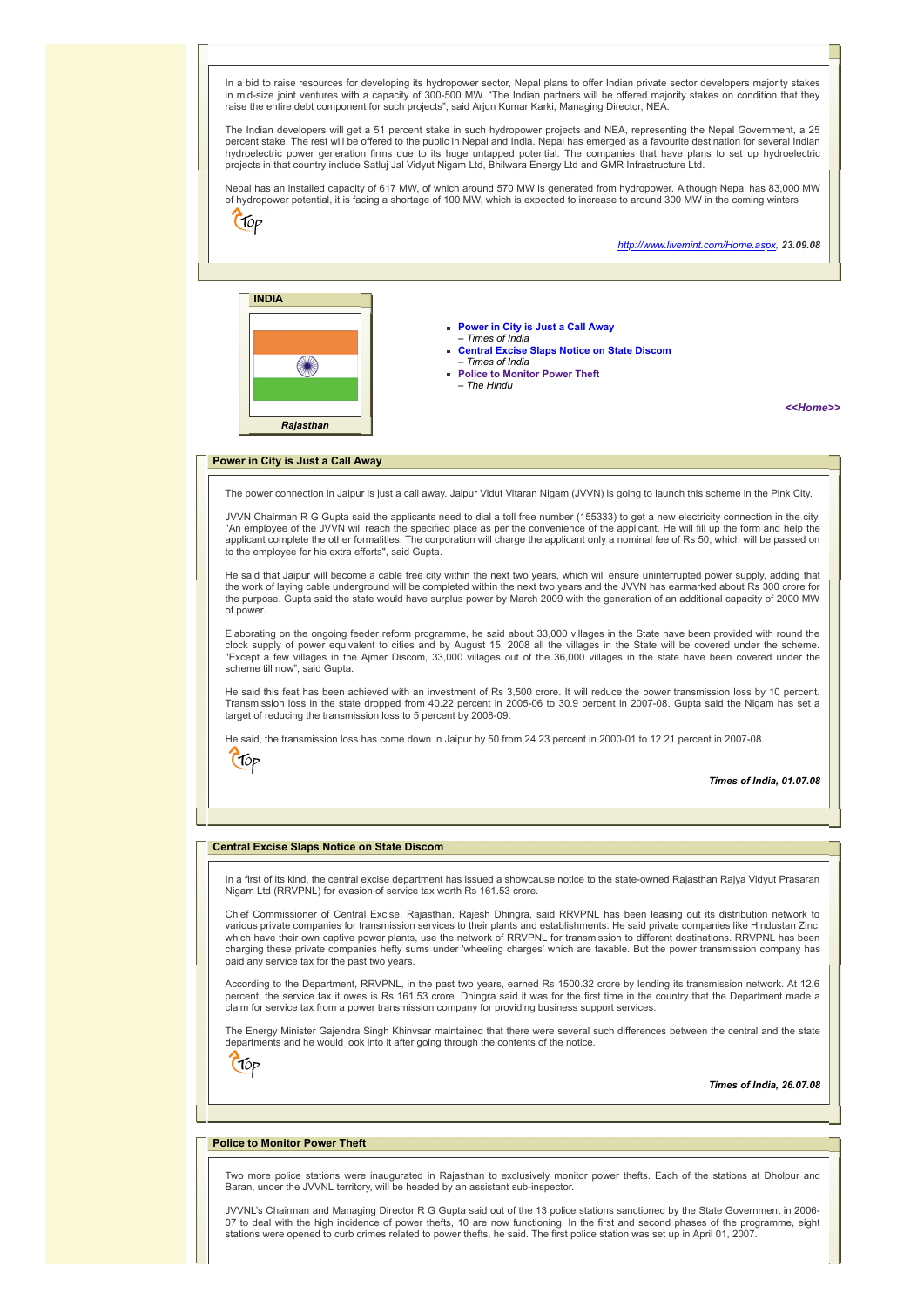In a bid to raise resources for developing its hydropower sector, Nepal plans to offer Indian private sector developers majority stakes in mid-size joint ventures with a capacity of 300-500 MW. "The Indian partners will be offered majority stakes on condition that they raise the entire debt component for such projects", said Arjun Kumar Karki, Managing Director, NEA.

The Indian developers will get a 51 percent stake in such hydropower projects and NEA, representing the Nepal Government, a 25 percent stake. The rest will be offered to the public in Nepal and India. Nepal has emerged as a favourite destination for several Indian hydroelectric power generation firms due to its huge untapped potential. The companies that have plans to set up hydroelectric projects in that country include Satluj Jal Vidyut Nigam Ltd, Bhilwara Energy Ltd and GMR Infrastructure Ltd.

Nepal has an installed capacity of 617 MW, of which around 570 MW is generated from hydropower. Although Nepal has 83,000 MW of hydropower potential, it is facing a shortage of 100 MW, which is expected to increase to around 300 MW in the coming winters

Top

*http://www.livemint.com/Home.aspx*, ***23.09.08***

**INDIA**

***Rajasthan***

- **Power in City is Just a Call Away**
  – *Times of India*
- **Central Excise Slaps Notice on State Discom**
  – *Times of India*
- **Police to Monitor Power Theft**
  – *The Hindu*

***<<Home>>***

## Power in City is Just a Call Away

The power connection in Jaipur is just a call away. Jaipur Vidut Vitaran Nigam (JVVN) is going to launch this scheme in the Pink City.

JVVN Chairman R G Gupta said the applicants need to dial a toll free number (155333) to get a new electricity connection in the city. "An employee of the JVVN will reach the specified place as per the convenience of the applicant. He will fill up the form and help the applicant complete the other formalities. The corporation will charge the applicant only a nominal fee of Rs 50, which will be passed on to the employee for his extra efforts", said Gupta.

He said that Jaipur will become a cable free city within the next two years, which will ensure uninterrupted power supply, adding that the work of laying cable underground will be completed within the next two years and the JVVN has earmarked about Rs 300 crore for the purpose. Gupta said the state would have surplus power by March 2009 with the generation of an additional capacity of 2000 MW of power.

Elaborating on the ongoing feeder reform programme, he said about 33,000 villages in the State have been provided with round the clock supply of power equivalent to cities and by August 15, 2008 all the villages in the State will be covered under the scheme. "Except a few villages in the Ajmer Discom, 33,000 villages out of the 36,000 villages in the state have been covered under the scheme till now", said Gupta.

He said this feat has been achieved with an investment of Rs 3,500 crore. It will reduce the power transmission loss by 10 percent. Transmission loss in the state dropped from 40.22 percent in 2005-06 to 30.9 percent in 2007-08. Gupta said the Nigam has set a target of reducing the transmission loss to 5 percent by 2008-09.

He said, the transmission loss has come down in Jaipur by 50 from 24.23 percent in 2000-01 to 12.21 percent in 2007-08.

Top

***Times of India, 01.07.08***

## Central Excise Slaps Notice on State Discom

In a first of its kind, the central excise department has issued a showcause notice to the state-owned Rajasthan Rajya Vidyut Prasaran Nigam Ltd (RRVPNL) for evasion of service tax worth Rs 161.53 crore.

Chief Commissioner of Central Excise, Rajasthan, Rajesh Dhingra, said RRVPNL has been leasing out its distribution network to various private companies for transmission services to their plants and establishments. He said private companies like Hindustan Zinc, which have their own captive power plants, use the network of RRVPNL for transmission to different destinations. RRVPNL has been charging these private companies hefty sums under 'wheeling charges' which are taxable. But the power transmission company has paid any service tax for the past two years.

According to the Department, RRVPNL, in the past two years, earned Rs 1500.32 crore by lending its transmission network. At 12.6 percent, the service tax it owes is Rs 161.53 crore. Dhingra said it was for the first time in the country that the Department made a claim for service tax from a power transmission company for providing business support services.

The Energy Minister Gajendra Singh Khinvsar maintained that there were several such differences between the central and the state departments and he would look into it after going through the contents of the notice.

Top

***Times of India, 26.07.08***

## Police to Monitor Power Theft

Two more police stations were inaugurated in Rajasthan to exclusively monitor power thefts. Each of the stations at Dholpur and Baran, under the JVVNL territory, will be headed by an assistant sub-inspector.

JVVNL's Chairman and Managing Director R G Gupta said out of the 13 police stations sanctioned by the State Government in 2006-07 to deal with the high incidence of power thefts, 10 are now functioning. In the first and second phases of the programme, eight stations were opened to curb crimes related to power thefts, he said. The first police station was set up in April 01, 2007.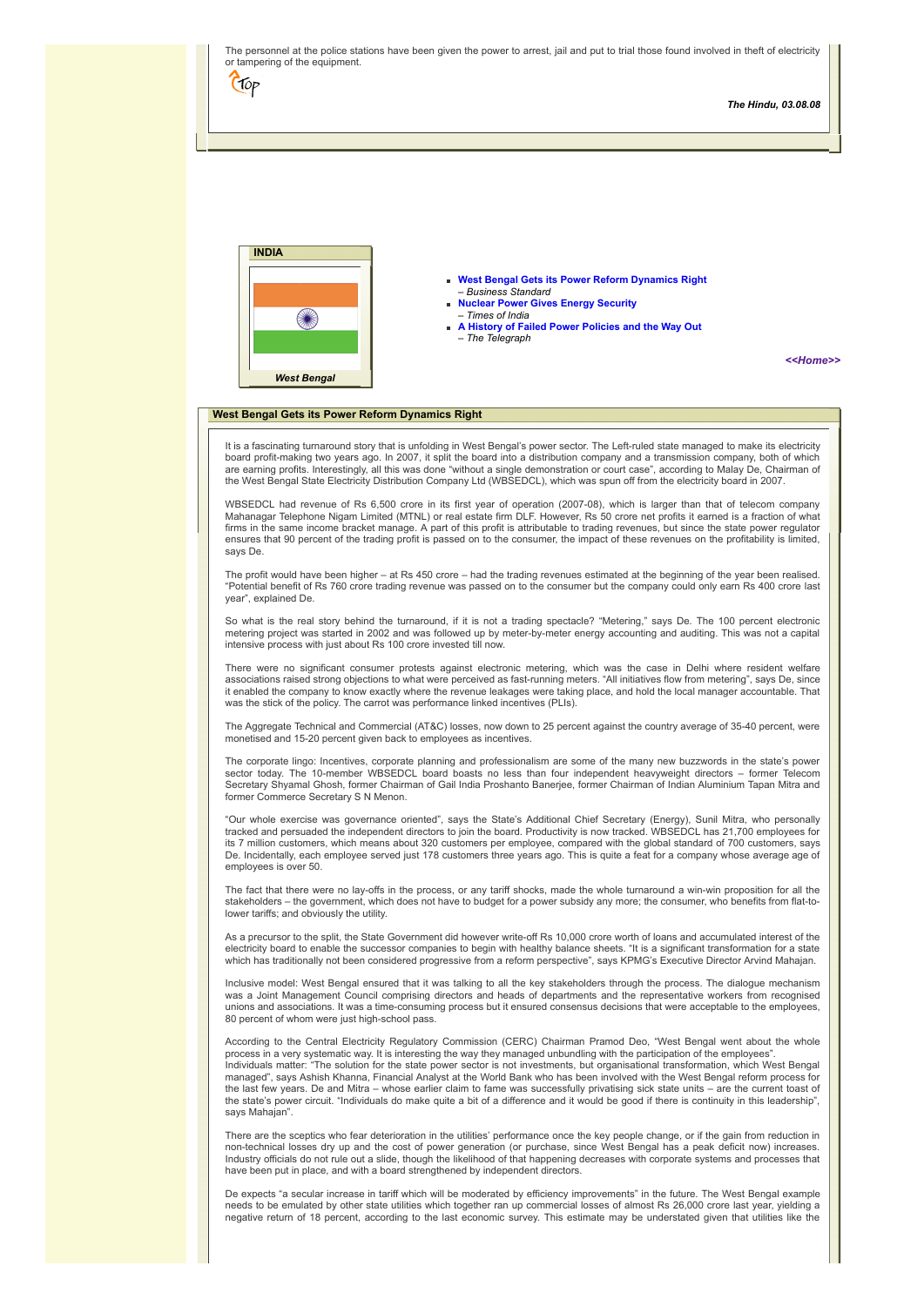The personnel at the police stations have been given the power to arrest, jail and put to trial those found involved in theft of electricity or tampering of the equipment.

Top

***The Hindu, 03.08.08***

**INDIA**

*West Bengal*

- **West Bengal Gets its Power Reform Dynamics Right**
  *– Business Standard*
- **Nuclear Power Gives Energy Security**
  *– Times of India*
- **A History of Failed Power Policies and the Way Out**
  *– The Telegraph*

***<<Home>>***

## West Bengal Gets its Power Reform Dynamics Right

It is a fascinating turnaround story that is unfolding in West Bengal's power sector. The Left-ruled state managed to make its electricity board profit-making two years ago. In 2007, it split the board into a distribution company and a transmission company, both of which are earning profits. Interestingly, all this was done "without a single demonstration or court case", according to Malay De, Chairman of the West Bengal State Electricity Distribution Company Ltd (WBSEDCL), which was spun off from the electricity board in 2007.

WBSEDCL had revenue of Rs 6,500 crore in its first year of operation (2007-08), which is larger than that of telecom company Mahanagar Telephone Nigam Limited (MTNL) or real estate firm DLF. However, Rs 50 crore net profits it earned is a fraction of what firms in the same income bracket manage. A part of this profit is attributable to trading revenues, but since the state power regulator ensures that 90 percent of the trading profit is passed on to the consumer, the impact of these revenues on the profitability is limited, says De.

The profit would have been higher – at Rs 450 crore – had the trading revenues estimated at the beginning of the year been realised. "Potential benefit of Rs 760 crore trading revenue was passed on to the consumer but the company could only earn Rs 400 crore last year", explained De.

So what is the real story behind the turnaround, if it is not a trading spectacle? "Metering," says De. The 100 percent electronic metering project was started in 2002 and was followed up by meter-by-meter energy accounting and auditing. This was not a capital intensive process with just about Rs 100 crore invested till now.

There were no significant consumer protests against electronic metering, which was the case in Delhi where resident welfare associations raised strong objections to what were perceived as fast-running meters. "All initiatives flow from metering", says De, since it enabled the company to know exactly where the revenue leakages were taking place, and hold the local manager accountable. That was the stick of the policy. The carrot was performance linked incentives (PLIs).

The Aggregate Technical and Commercial (AT&C) losses, now down to 25 percent against the country average of 35-40 percent, were monetised and 15-20 percent given back to employees as incentives.

The corporate lingo: Incentives, corporate planning and professionalism are some of the many new buzzwords in the state's power sector today. The 10-member WBSEDCL board boasts no less than four independent heavyweight directors – former Telecom Secretary Shyamal Ghosh, former Chairman of Gail India Proshanto Banerjee, former Chairman of Indian Aluminium Tapan Mitra and former Commerce Secretary S N Menon.

"Our whole exercise was governance oriented", says the State's Additional Chief Secretary (Energy), Sunil Mitra, who personally tracked and persuaded the independent directors to join the board. Productivity is now tracked. WBSEDCL has 21,700 employees for its 7 million customers, which means about 320 customers per employee, compared with the global standard of 700 customers, says De. Incidentally, each employee served just 178 customers three years ago. This is quite a feat for a company whose average age of employees is over 50.

The fact that there were no lay-offs in the process, or any tariff shocks, made the whole turnaround a win-win proposition for all the stakeholders – the government, which does not have to budget for a power subsidy any more; the consumer, who benefits from flat-to-lower tariffs; and obviously the utility.

As a precursor to the split, the State Government did however write-off Rs 10,000 crore worth of loans and accumulated interest of the electricity board to enable the successor companies to begin with healthy balance sheets. "It is a significant transformation for a state which has traditionally not been considered progressive from a reform perspective", says KPMG's Executive Director Arvind Mahajan.

Inclusive model: West Bengal ensured that it was talking to all the key stakeholders through the process. The dialogue mechanism was a Joint Management Council comprising directors and heads of departments and the representative workers from recognised unions and associations. It was a time-consuming process but it ensured consensus decisions that were acceptable to the employees, 80 percent of whom were just high-school pass.

According to the Central Electricity Regulatory Commission (CERC) Chairman Pramod Deo, "West Bengal went about the whole process in a very systematic way. It is interesting the way they managed unbundling with the participation of the employees".
Individuals matter: "The solution for the state power sector is not investments, but organisational transformation, which West Bengal managed", says Ashish Khanna, Financial Analyst at the World Bank who has been involved with the West Bengal reform process for the last few years. De and Mitra – whose earlier claim to fame was successfully privatising sick state units – are the current toast of the state's power circuit. "Individuals do make quite a bit of a difference and it would be good if there is continuity in this leadership", says Mahajan".

There are the sceptics who fear deterioration in the utilities' performance once the key people change, or if the gain from reduction in non-technical losses dry up and the cost of power generation (or purchase, since West Bengal has a peak deficit now) increases. Industry officials do not rule out a slide, though the likelihood of that happening decreases with corporate systems and processes that have been put in place, and with a board strengthened by independent directors.

De expects "a secular increase in tariff which will be moderated by efficiency improvements" in the future. The West Bengal example needs to be emulated by other state utilities which together ran up commercial losses of almost Rs 26,000 crore last year, yielding a negative return of 18 percent, according to the last economic survey. This estimate may be understated given that utilities like the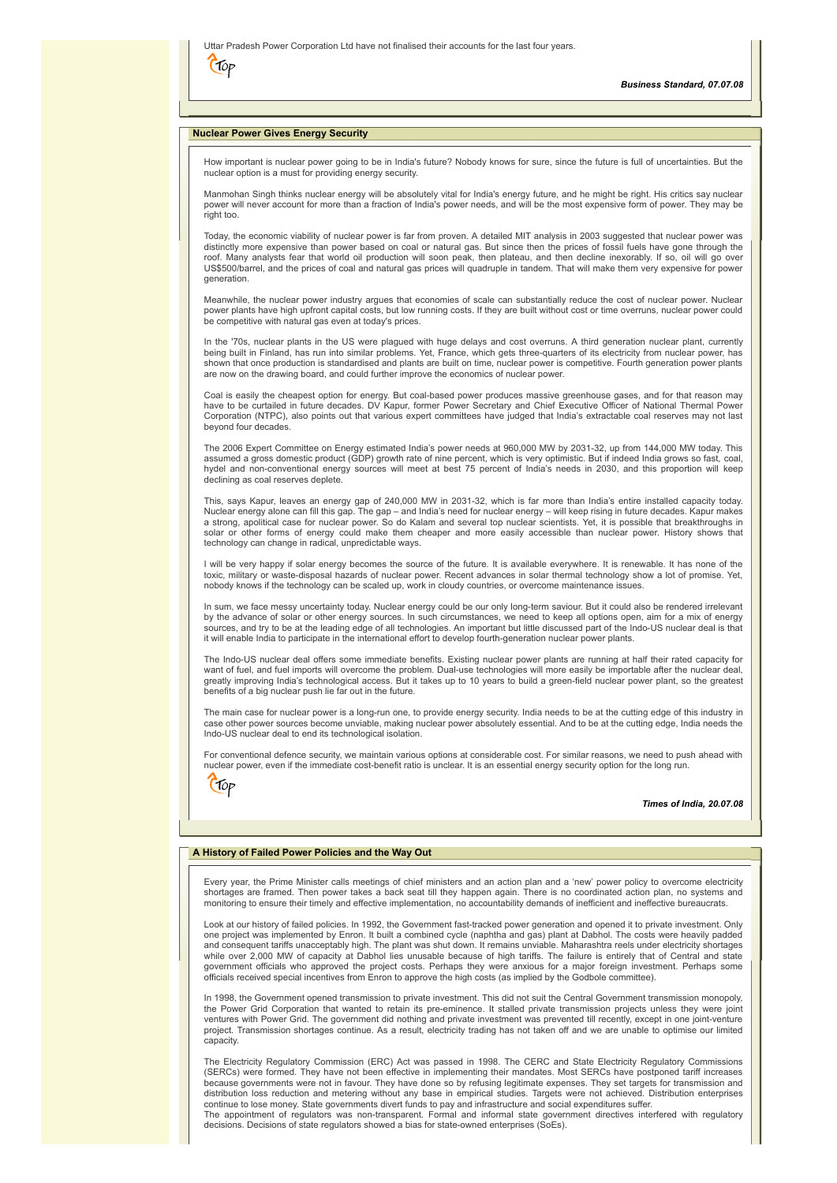Uttar Pradesh Power Corporation Ltd have not finalised their accounts for the last four years.

*Business Standard, 07.07.08*

## Nuclear Power Gives Energy Security

How important is nuclear power going to be in India's future? Nobody knows for sure, since the future is full of uncertainties. But the nuclear option is a must for providing energy security.

Manmohan Singh thinks nuclear energy will be absolutely vital for India's energy future, and he might be right. His critics say nuclear power will never account for more than a fraction of India's power needs, and will be the most expensive form of power. They may be right too.

Today, the economic viability of nuclear power is far from proven. A detailed MIT analysis in 2003 suggested that nuclear power was distinctly more expensive than power based on coal or natural gas. But since then the prices of fossil fuels have gone through the roof. Many analysts fear that world oil production will soon peak, then plateau, and then decline inexorably. If so, oil will go over US$500/barrel, and the prices of coal and natural gas prices will quadruple in tandem. That will make them very expensive for power generation.

Meanwhile, the nuclear power industry argues that economies of scale can substantially reduce the cost of nuclear power. Nuclear power plants have high upfront capital costs, but low running costs. If they are built without cost or time overruns, nuclear power could be competitive with natural gas even at today's prices.

In the '70s, nuclear plants in the US were plagued with huge delays and cost overruns. A third generation nuclear plant, currently being built in Finland, has run into similar problems. Yet, France, which gets three-quarters of its electricity from nuclear power, has shown that once production is standardised and plants are built on time, nuclear power is competitive. Fourth generation power plants are now on the drawing board, and could further improve the economics of nuclear power.

Coal is easily the cheapest option for energy. But coal-based power produces massive greenhouse gases, and for that reason may have to be curtailed in future decades. DV Kapur, former Power Secretary and Chief Executive Officer of National Thermal Power Corporation (NTPC), also points out that various expert committees have judged that India's extractable coal reserves may not last beyond four decades.

The 2006 Expert Committee on Energy estimated India's power needs at 960,000 MW by 2031-32, up from 144,000 MW today. This assumed a gross domestic product (GDP) growth rate of nine percent, which is very optimistic. But if indeed India grows so fast, coal, hydel and non-conventional energy sources will meet at best 75 percent of India's needs in 2030, and this proportion will keep declining as coal reserves deplete.

This, says Kapur, leaves an energy gap of 240,000 MW in 2031-32, which is far more than India's entire installed capacity today. Nuclear energy alone can fill this gap. The gap – and India's need for nuclear energy – will keep rising in future decades. Kapur makes a strong, apolitical case for nuclear power. So do Kalam and several top nuclear scientists. Yet, it is possible that breakthroughs in solar or other forms of energy could make them cheaper and more easily accessible than nuclear power. History shows that technology can change in radical, unpredictable ways.

I will be very happy if solar energy becomes the source of the future. It is available everywhere. It is renewable. It has none of the toxic, military or waste-disposal hazards of nuclear power. Recent advances in solar thermal technology show a lot of promise. Yet, nobody knows if the technology can be scaled up, work in cloudy countries, or overcome maintenance issues.

In sum, we face messy uncertainty today. Nuclear energy could be our only long-term saviour. But it could also be rendered irrelevant by the advance of solar or other energy sources. In such circumstances, we need to keep all options open, aim for a mix of energy sources, and try to be at the leading edge of all technologies. An important but little discussed part of the Indo-US nuclear deal is that it will enable India to participate in the international effort to develop fourth-generation nuclear power plants.

The Indo-US nuclear deal offers some immediate benefits. Existing nuclear power plants are running at half their rated capacity for want of fuel, and fuel imports will overcome the problem. Dual-use technologies will more easily be importable after the nuclear deal, greatly improving India's technological access. But it takes up to 10 years to build a green-field nuclear power plant, so the greatest benefits of a big nuclear push lie far out in the future.

The main case for nuclear power is a long-run one, to provide energy security. India needs to be at the cutting edge of this industry in case other power sources become unviable, making nuclear power absolutely essential. And to be at the cutting edge, India needs the Indo-US nuclear deal to end its technological isolation.

For conventional defence security, we maintain various options at considerable cost. For similar reasons, we need to push ahead with nuclear power, even if the immediate cost-benefit ratio is unclear. It is an essential energy security option for the long run.

*Times of India, 20.07.08*

## A History of Failed Power Policies and the Way Out

Every year, the Prime Minister calls meetings of chief ministers and an action plan and a 'new' power policy to overcome electricity shortages are framed. Then power takes a back seat till they happen again. There is no coordinated action plan, no systems and monitoring to ensure their timely and effective implementation, no accountability demands of inefficient and ineffective bureaucrats.

Look at our history of failed policies. In 1992, the Government fast-tracked power generation and opened it to private investment. Only one project was implemented by Enron. It built a combined cycle (naphtha and gas) plant at Dabhol. The costs were heavily padded and consequent tariffs unacceptably high. The plant was shut down. It remains unviable. Maharashtra reels under electricity shortages while over 2,000 MW of capacity at Dabhol lies unusable because of high tariffs. The failure is entirely that of Central and state government officials who approved the project costs. Perhaps they were anxious for a major foreign investment. Perhaps some officials received special incentives from Enron to approve the high costs (as implied by the Godbole committee).

In 1998, the Government opened transmission to private investment. This did not suit the Central Government transmission monopoly, the Power Grid Corporation that wanted to retain its pre-eminence. It stalled private transmission projects unless they were joint ventures with Power Grid. The government did nothing and private investment was prevented till recently, except in one joint-venture project. Transmission shortages continue. As a result, electricity trading has not taken off and we are unable to optimise our limited capacity.

The Electricity Regulatory Commission (ERC) Act was passed in 1998. The CERC and State Electricity Regulatory Commissions (SERCs) were formed. They have not been effective in implementing their mandates. Most SERCs have postponed tariff increases because governments were not in favour. They have done so by refusing legitimate expenses. They set targets for transmission and distribution loss reduction and metering without any base in empirical studies. Targets were not achieved. Distribution enterprises continue to lose money. State governments divert funds to pay and infrastructure and social expenditures suffer.
The appointment of regulators was non-transparent. Formal and informal state government directives interfered with regulatory decisions. Decisions of state regulators showed a bias for state-owned enterprises (SoEs).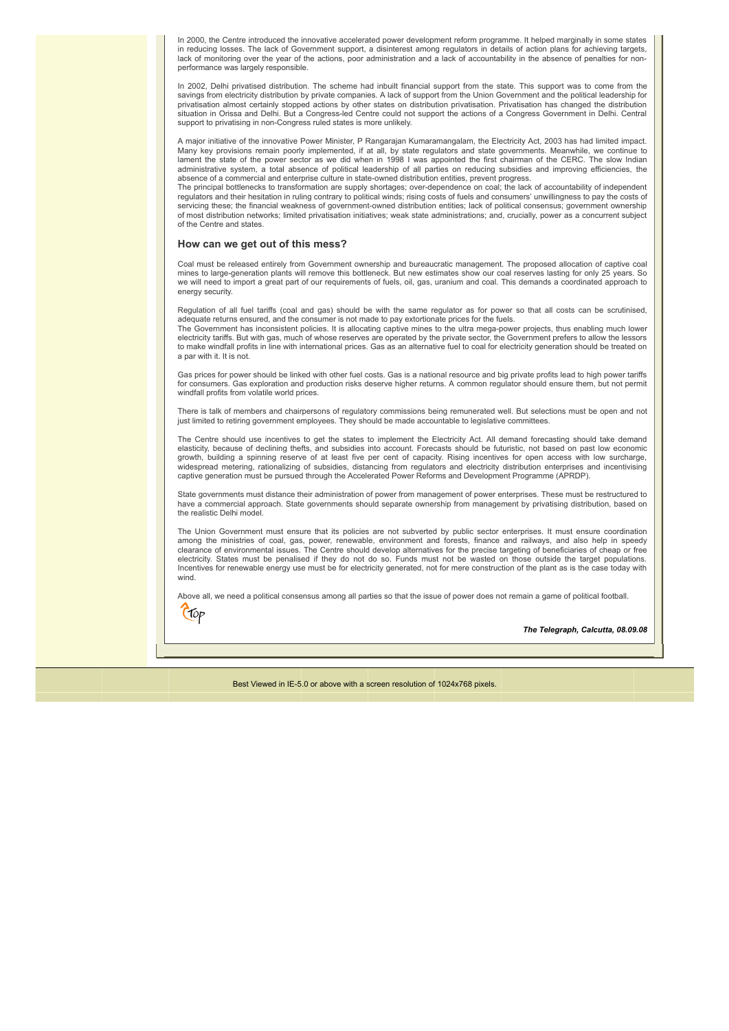In 2000, the Centre introduced the innovative accelerated power development reform programme. It helped marginally in some states in reducing losses. The lack of Government support, a disinterest among regulators in details of action plans for achieving targets, lack of monitoring over the year of the actions, poor administration and a lack of accountability in the absence of penalties for non-performance was largely responsible.

In 2002, Delhi privatised distribution. The scheme had inbuilt financial support from the state. This support was to come from the savings from electricity distribution by private companies. A lack of support from the Union Government and the political leadership for privatisation almost certainly stopped actions by other states on distribution privatisation. Privatisation has changed the distribution situation in Orissa and Delhi. But a Congress-led Centre could not support the actions of a Congress Government in Delhi. Central support to privatising in non-Congress ruled states is more unlikely.

A major initiative of the innovative Power Minister, P Rangarajan Kumaramangalam, the Electricity Act, 2003 has had limited impact. Many key provisions remain poorly implemented, if at all, by state regulators and state governments. Meanwhile, we continue to lament the state of the power sector as we did when in 1998 I was appointed the first chairman of the CERC. The slow Indian administrative system, a total absence of political leadership of all parties on reducing subsidies and improving efficiencies, the absence of a commercial and enterprise culture in state-owned distribution entities, prevent progress.

The principal bottlenecks to transformation are supply shortages; over-dependence on coal; the lack of accountability of independent regulators and their hesitation in ruling contrary to political winds; rising costs of fuels and consumers' unwillingness to pay the costs of servicing these; the financial weakness of government-owned distribution entities; lack of political consensus; government ownership of most distribution networks; limited privatisation initiatives; weak state administrations; and, crucially, power as a concurrent subject of the Centre and states.

## How can we get out of this mess?

Coal must be released entirely from Government ownership and bureaucratic management. The proposed allocation of captive coal mines to large-generation plants will remove this bottleneck. But new estimates show our coal reserves lasting for only 25 years. So we will need to import a great part of our requirements of fuels, oil, gas, uranium and coal. This demands a coordinated approach to energy security.

Regulation of all fuel tariffs (coal and gas) should be with the same regulator as for power so that all costs can be scrutinised, adequate returns ensured, and the consumer is not made to pay extortionate prices for the fuels.

The Government has inconsistent policies. It is allocating captive mines to the ultra mega-power projects, thus enabling much lower electricity tariffs. But with gas, much of whose reserves are operated by the private sector, the Government prefers to allow the lessors to make windfall profits in line with international prices. Gas as an alternative fuel to coal for electricity generation should be treated on a par with it. It is not.

Gas prices for power should be linked with other fuel costs. Gas is a national resource and big private profits lead to high power tariffs for consumers. Gas exploration and production risks deserve higher returns. A common regulator should ensure them, but not permit windfall profits from volatile world prices.

There is talk of members and chairpersons of regulatory commissions being remunerated well. But selections must be open and not just limited to retiring government employees. They should be made accountable to legislative committees.

The Centre should use incentives to get the states to implement the Electricity Act. All demand forecasting should take demand elasticity, because of declining thefts, and subsidies into account. Forecasts should be futuristic, not based on past low economic growth, building a spinning reserve of at least five per cent of capacity. Rising incentives for open access with low surcharge, widespread metering, rationalizing of subsidies, distancing from regulators and electricity distribution enterprises and incentivising captive generation must be pursued through the Accelerated Power Reforms and Development Programme (APRDP).

State governments must distance their administration of power from management of power enterprises. These must be restructured to have a commercial approach. State governments should separate ownership from management by privatising distribution, based on the realistic Delhi model.

The Union Government must ensure that its policies are not subverted by public sector enterprises. It must ensure coordination among the ministries of coal, gas, power, renewable, environment and forests, finance and railways, and also help in speedy clearance of environmental issues. The Centre should develop alternatives for the precise targeting of beneficiaries of cheap or free electricity. States must be penalised if they do not do so. Funds must not be wasted on those outside the target populations. Incentives for renewable energy use must be for electricity generated, not for mere construction of the plant as is the case today with wind.

Above all, we need a political consensus among all parties so that the issue of power does not remain a game of political football.

***The Telegraph, Calcutta, 08.09.08***